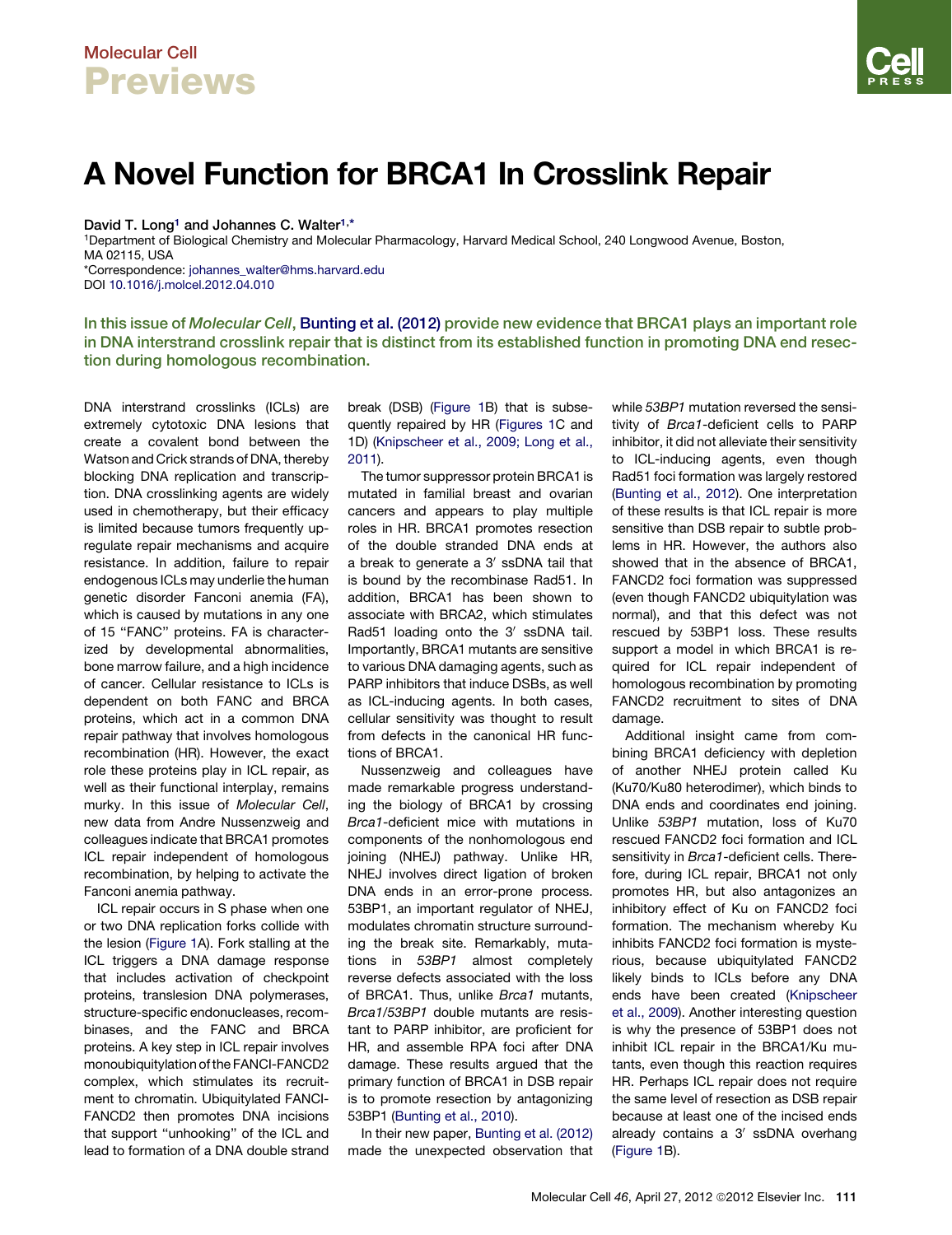# A Novel Function for BRCA1 In Crosslink Repair

**David T. Long[1] and Johannes C. Walter[1,*]**

[1]Department of Biological Chemistry and Molecular Pharmacology, Harvard Medical School, 240 Longwood Avenue, Boston, MA 02115, USA

*Correspondence: johannes_walter@hms.harvard.edu

DOI 10.1016/j.molcel.2012.04.010

**In this issue of *Molecular Cell*, Bunting et al. (2012) provide new evidence that BRCA1 plays an important role in DNA interstrand crosslink repair that is distinct from its established function in promoting DNA end resection during homologous recombination.**

DNA interstrand crosslinks (ICLs) are extremely cytotoxic DNA lesions that create a covalent bond between the Watson and Crick strands of DNA, thereby blocking DNA replication and transcription. DNA crosslinking agents are widely used in chemotherapy, but their efficacy is limited because tumors frequently upregulate repair mechanisms and acquire resistance. In addition, failure to repair endogenous ICLs may underlie the human genetic disorder Fanconi anemia (FA), which is caused by mutations in any one of 15 "FANC" proteins. FA is characterized by developmental abnormalities, bone marrow failure, and a high incidence of cancer. Cellular resistance to ICLs is dependent on both FANC and BRCA proteins, which act in a common DNA repair pathway that involves homologous recombination (HR). However, the exact role these proteins play in ICL repair, as well as their functional interplay, remains murky. In this issue of *Molecular Cell*, new data from Andre Nussenzweig and colleagues indicate that BRCA1 promotes ICL repair independent of homologous recombination, by helping to activate the Fanconi anemia pathway.

ICL repair occurs in S phase when one or two DNA replication forks collide with the lesion (Figure 1A). Fork stalling at the ICL triggers a DNA damage response that includes activation of checkpoint proteins, translesion DNA polymerases, structure-specific endonucleases, recombinases, and the FANC and BRCA proteins. A key step in ICL repair involves monoubiquitylation of the FANCI-FANCD2 complex, which stimulates its recruitment to chromatin. Ubiquitylated FANCI-FANCD2 then promotes DNA incisions that support "unhooking" of the ICL and lead to formation of a DNA double strand break (DSB) (Figure 1B) that is subsequently repaired by HR (Figures 1C and 1D) (Knipscheer et al., 2009; Long et al., 2011).

The tumor suppressor protein BRCA1 is mutated in familial breast and ovarian cancers and appears to play multiple roles in HR. BRCA1 promotes resection of the double stranded DNA ends at a break to generate a 3′ ssDNA tail that is bound by the recombinase Rad51. In addition, BRCA1 has been shown to associate with BRCA2, which stimulates Rad51 loading onto the 3′ ssDNA tail. Importantly, BRCA1 mutants are sensitive to various DNA damaging agents, such as PARP inhibitors that induce DSBs, as well as ICL-inducing agents. In both cases, cellular sensitivity was thought to result from defects in the canonical HR functions of BRCA1.

Nussenzweig and colleagues have made remarkable progress understanding the biology of BRCA1 by crossing *Brca1*-deficient mice with mutations in components of the nonhomologous end joining (NHEJ) pathway. Unlike HR, NHEJ involves direct ligation of broken DNA ends in an error-prone process. 53BP1, an important regulator of NHEJ, modulates chromatin structure surrounding the break site. Remarkably, mutations in *53BP1* almost completely reverse defects associated with the loss of BRCA1. Thus, unlike *Brca1* mutants, *Brca1/53BP1* double mutants are resistant to PARP inhibitor, are proficient for HR, and assemble RPA foci after DNA damage. These results argued that the primary function of BRCA1 in DSB repair is to promote resection by antagonizing 53BP1 (Bunting et al., 2010).

In their new paper, Bunting et al. (2012) made the unexpected observation that while *53BP1* mutation reversed the sensitivity of *Brca1*-deficient cells to PARP inhibitor, it did not alleviate their sensitivity to ICL-inducing agents, even though Rad51 foci formation was largely restored (Bunting et al., 2012). One interpretation of these results is that ICL repair is more sensitive than DSB repair to subtle problems in HR. However, the authors also showed that in the absence of BRCA1, FANCD2 foci formation was suppressed (even though FANCD2 ubiquitylation was normal), and that this defect was not rescued by 53BP1 loss. These results support a model in which BRCA1 is required for ICL repair independent of homologous recombination by promoting FANCD2 recruitment to sites of DNA damage.

Additional insight came from combining BRCA1 deficiency with depletion of another NHEJ protein called Ku (Ku70/Ku80 heterodimer), which binds to DNA ends and coordinates end joining. Unlike *53BP1* mutation, loss of Ku70 rescued FANCD2 foci formation and ICL sensitivity in *Brca1*-deficient cells. Therefore, during ICL repair, BRCA1 not only promotes HR, but also antagonizes an inhibitory effect of Ku on FANCD2 foci formation. The mechanism whereby Ku inhibits FANCD2 foci formation is mysterious, because ubiquitylated FANCD2 likely binds to ICLs before any DNA ends have been created (Knipscheer et al., 2009). Another interesting question is why the presence of 53BP1 does not inhibit ICL repair in the BRCA1/Ku mutants, even though this reaction requires HR. Perhaps ICL repair does not require the same level of resection as DSB repair because at least one of the incised ends already contains a 3′ ssDNA overhang (Figure 1B).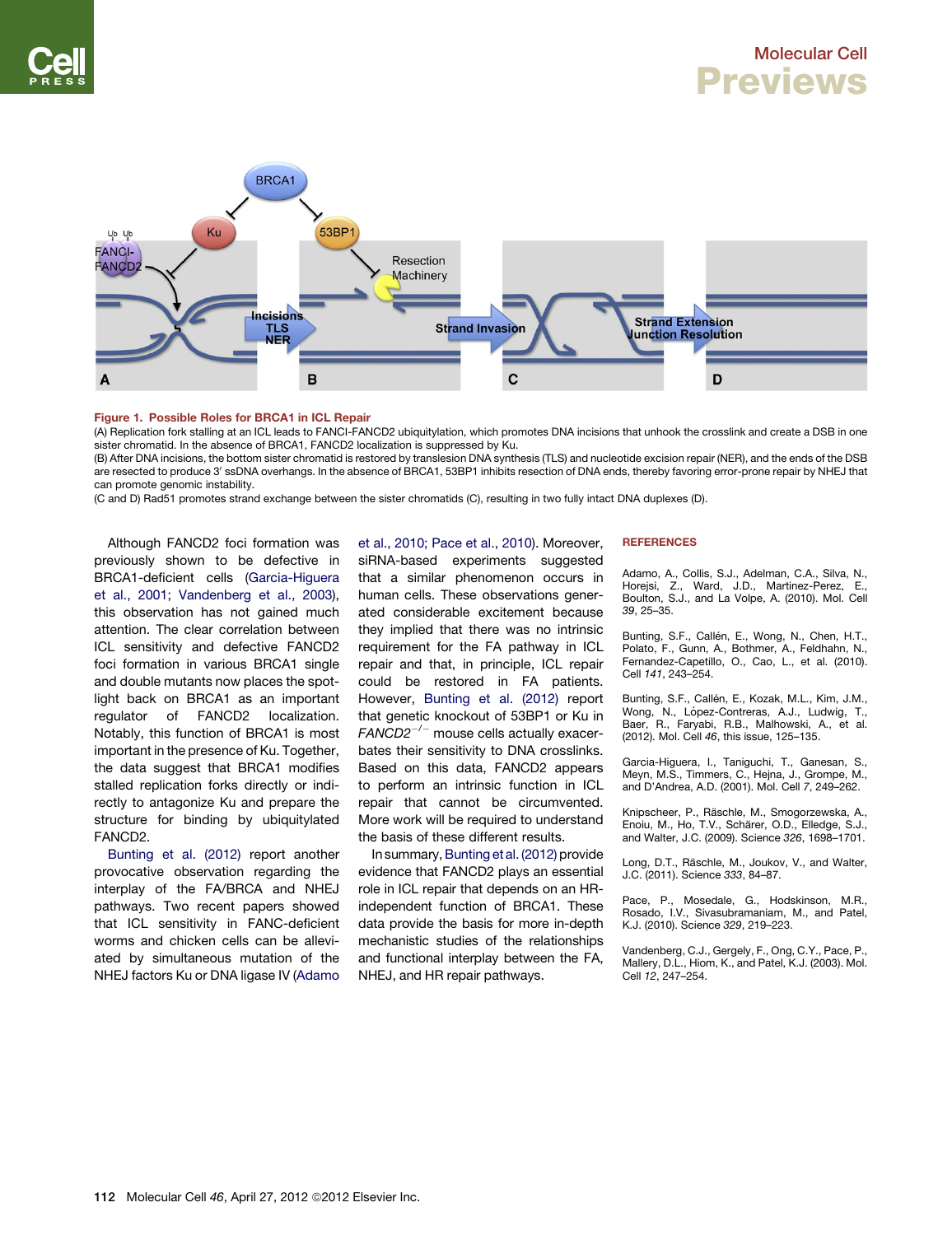BRCA1

Ku

53BP1

Ub Ub

FANCI-FANCD2

Resection Machinery

Incisions
TLS
NER

Strand Invasion

Strand Extension
Junction Resolution

A

B

C

D

**Figure 1. Possible Roles for BRCA1 in ICL Repair**

(A) Replication fork stalling at an ICL leads to FANCI-FANCD2 ubiquitylation, which promotes DNA incisions that unhook the crosslink and create a DSB in one sister chromatid. In the absence of BRCA1, FANCD2 localization is suppressed by Ku.

(B) After DNA incisions, the bottom sister chromatid is restored by translesion DNA synthesis (TLS) and nucleotide excision repair (NER), and the ends of the DSB are resected to produce 3′ ssDNA overhangs. In the absence of BRCA1, 53BP1 inhibits resection of DNA ends, thereby favoring error-prone repair by NHEJ that can promote genomic instability.

(C and D) Rad51 promotes strand exchange between the sister chromatids (C), resulting in two fully intact DNA duplexes (D).

Although FANCD2 foci formation was previously shown to be defective in BRCA1-deficient cells (Garcia-Higuera et al., 2001; Vandenberg et al., 2003), this observation has not gained much attention. The clear correlation between ICL sensitivity and defective FANCD2 foci formation in various BRCA1 single and double mutants now places the spotlight back on BRCA1 as an important regulator of FANCD2 localization. Notably, this function of BRCA1 is most important in the presence of Ku. Together, the data suggest that BRCA1 modifies stalled replication forks directly or indirectly to antagonize Ku and prepare the structure for binding by ubiquitylated FANCD2.

Bunting et al. (2012) report another provocative observation regarding the interplay of the FA/BRCA and NHEJ pathways. Two recent papers showed that ICL sensitivity in FANC-deficient worms and chicken cells can be alleviated by simultaneous mutation of the NHEJ factors Ku or DNA ligase IV (Adamo et al., 2010; Pace et al., 2010). Moreover, siRNA-based experiments suggested that a similar phenomenon occurs in human cells. These observations generated considerable excitement because they implied that there was no intrinsic requirement for the FA pathway in ICL repair and that, in principle, ICL repair could be restored in FA patients. However, Bunting et al. (2012) report that genetic knockout of 53BP1 or Ku in *FANCD2*$^{-/-}$ mouse cells actually exacerbates their sensitivity to DNA crosslinks. Based on this data, FANCD2 appears to perform an intrinsic function in ICL repair that cannot be circumvented. More work will be required to understand the basis of these different results.

In summary, Bunting et al. (2012) provide evidence that FANCD2 plays an essential role in ICL repair that depends on an HR-independent function of BRCA1. These data provide the basis for more in-depth mechanistic studies of the relationships and functional interplay between the FA, NHEJ, and HR repair pathways.

## REFERENCES

Adamo, A., Collis, S.J., Adelman, C.A., Silva, N., Horejsi, Z., Ward, J.D., Martinez-Perez, E., Boulton, S.J., and La Volpe, A. (2010). Mol. Cell *39*, 25–35.

Bunting, S.F., Callén, E., Wong, N., Chen, H.T., Polato, F., Gunn, A., Bothmer, A., Feldhahn, N., Fernandez-Capetillo, O., Cao, L., et al. (2010). Cell *141*, 243–254.

Bunting, S.F., Callén, E., Kozak, M.L., Kim, J.M., Wong, N., López-Contreras, A.J., Ludwig, T., Baer, R., Faryabi, R.B., Malhowski, A., et al. (2012). Mol. Cell *46*, this issue, 125–135.

Garcia-Higuera, I., Taniguchi, T., Ganesan, S., Meyn, M.S., Timmers, C., Hejna, J., Grompe, M., and D'Andrea, A.D. (2001). Mol. Cell *7*, 249–262.

Knipscheer, P., Räschle, M., Smogorzewska, A., Enoiu, M., Ho, T.V., Schärer, O.D., Elledge, S.J., and Walter, J.C. (2009). Science *326*, 1698–1701.

Long, D.T., Räschle, M., Joukov, V., and Walter, J.C. (2011). Science *333*, 84–87.

Pace, P., Mosedale, G., Hodskinson, M.R., Rosado, I.V., Sivasubramaniam, M., and Patel, K.J. (2010). Science *329*, 219–223.

Vandenberg, C.J., Gergely, F., Ong, C.Y., Pace, P., Mallery, D.L., Hiom, K., and Patel, K.J. (2003). Mol. Cell *12*, 247–254.